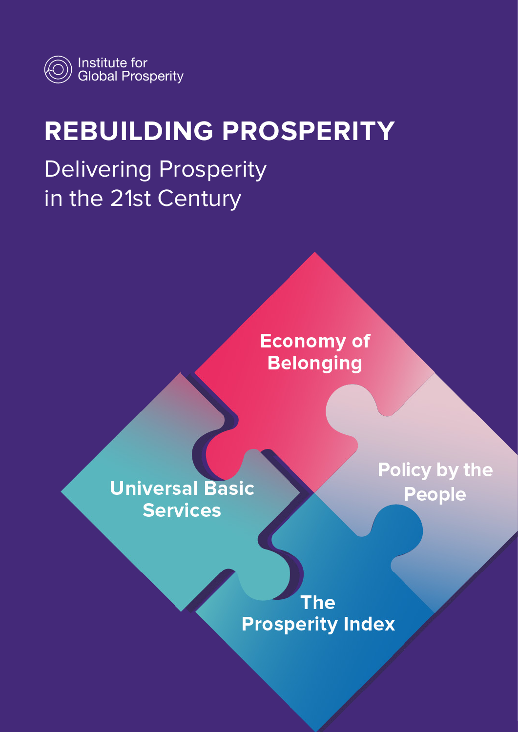Institute for Global Prosperity

# REBUILDING PROSPERITY

## Delivering Prosperity in the 21st Century

Economy of Belonging

Policy by the People

Universal Basic Services

The Prosperity Index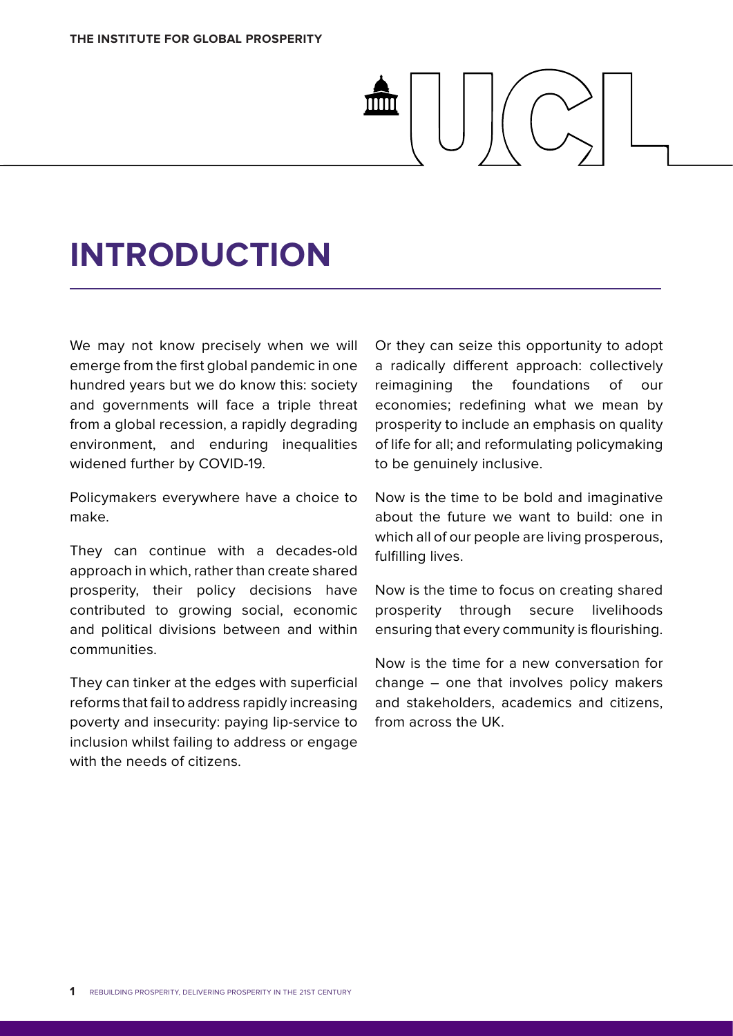# INTRODUCTION

We may not know precisely when we will emerge from the first global pandemic in one hundred years but we do know this: society and governments will face a triple threat from a global recession, a rapidly degrading environment, and enduring inequalities widened further by COVID-19.

Policymakers everywhere have a choice to make.

They can continue with a decades-old approach in which, rather than create shared prosperity, their policy decisions have contributed to growing social, economic and political divisions between and within communities.

They can tinker at the edges with superficial reforms that fail to address rapidly increasing poverty and insecurity: paying lip-service to inclusion whilst failing to address or engage with the needs of citizens.

Or they can seize this opportunity to adopt a radically different approach: collectively reimagining the foundations of our economies; redefining what we mean by prosperity to include an emphasis on quality of life for all; and reformulating policymaking to be genuinely inclusive.

Now is the time to be bold and imaginative about the future we want to build: one in which all of our people are living prosperous, fulfilling lives.

Now is the time to focus on creating shared prosperity through secure livelihoods ensuring that every community is flourishing.

Now is the time for a new conversation for change – one that involves policy makers and stakeholders, academics and citizens, from across the UK.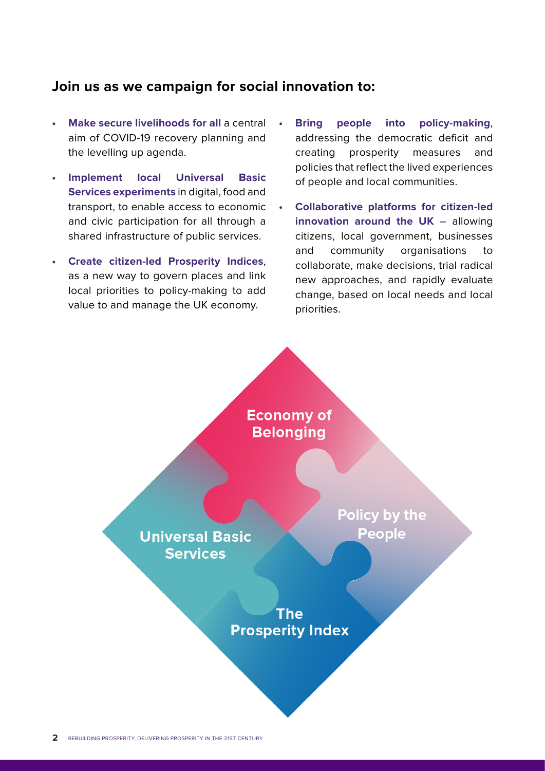## Join us as we campaign for social innovation to:

- **Make secure livelihoods for all** a central aim of COVID-19 recovery planning and the levelling up agenda.
- **Implement local Universal Basic Services experiments** in digital, food and transport, to enable access to economic and civic participation for all through a shared infrastructure of public services.
- **Create citizen-led Prosperity Indices**, as a new way to govern places and link local priorities to policy-making to add value to and manage the UK economy.
- **Bring people into policy-making**, addressing the democratic deficit and creating prosperity measures and policies that reflect the lived experiences of people and local communities.
- **Collaborative platforms for citizen-led innovation around the UK** – allowing citizens, local government, businesses and community organisations to collaborate, make decisions, trial radical new approaches, and rapidly evaluate change, based on local needs and local priorities.

Economy of Belonging

Universal Basic Services

Policy by the People

The Prosperity Index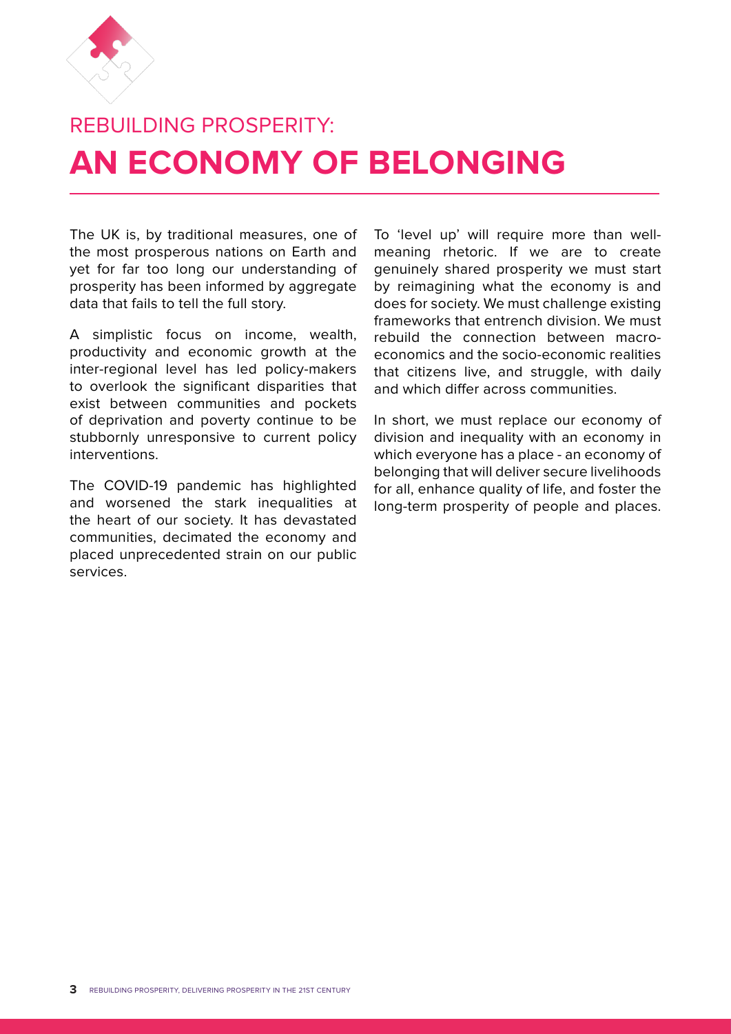## REBUILDING PROSPERITY:

# AN ECONOMY OF BELONGING

The UK is, by traditional measures, one of the most prosperous nations on Earth and yet for far too long our understanding of prosperity has been informed by aggregate data that fails to tell the full story.

A simplistic focus on income, wealth, productivity and economic growth at the inter-regional level has led policy-makers to overlook the significant disparities that exist between communities and pockets of deprivation and poverty continue to be stubbornly unresponsive to current policy interventions.

The COVID-19 pandemic has highlighted and worsened the stark inequalities at the heart of our society. It has devastated communities, decimated the economy and placed unprecedented strain on our public services.

To 'level up' will require more than well-meaning rhetoric. If we are to create genuinely shared prosperity we must start by reimagining what the economy is and does for society. We must challenge existing frameworks that entrench division. We must rebuild the connection between macro-economics and the socio-economic realities that citizens live, and struggle, with daily and which differ across communities.

In short, we must replace our economy of division and inequality with an economy in which everyone has a place - an economy of belonging that will deliver secure livelihoods for all, enhance quality of life, and foster the long-term prosperity of people and places.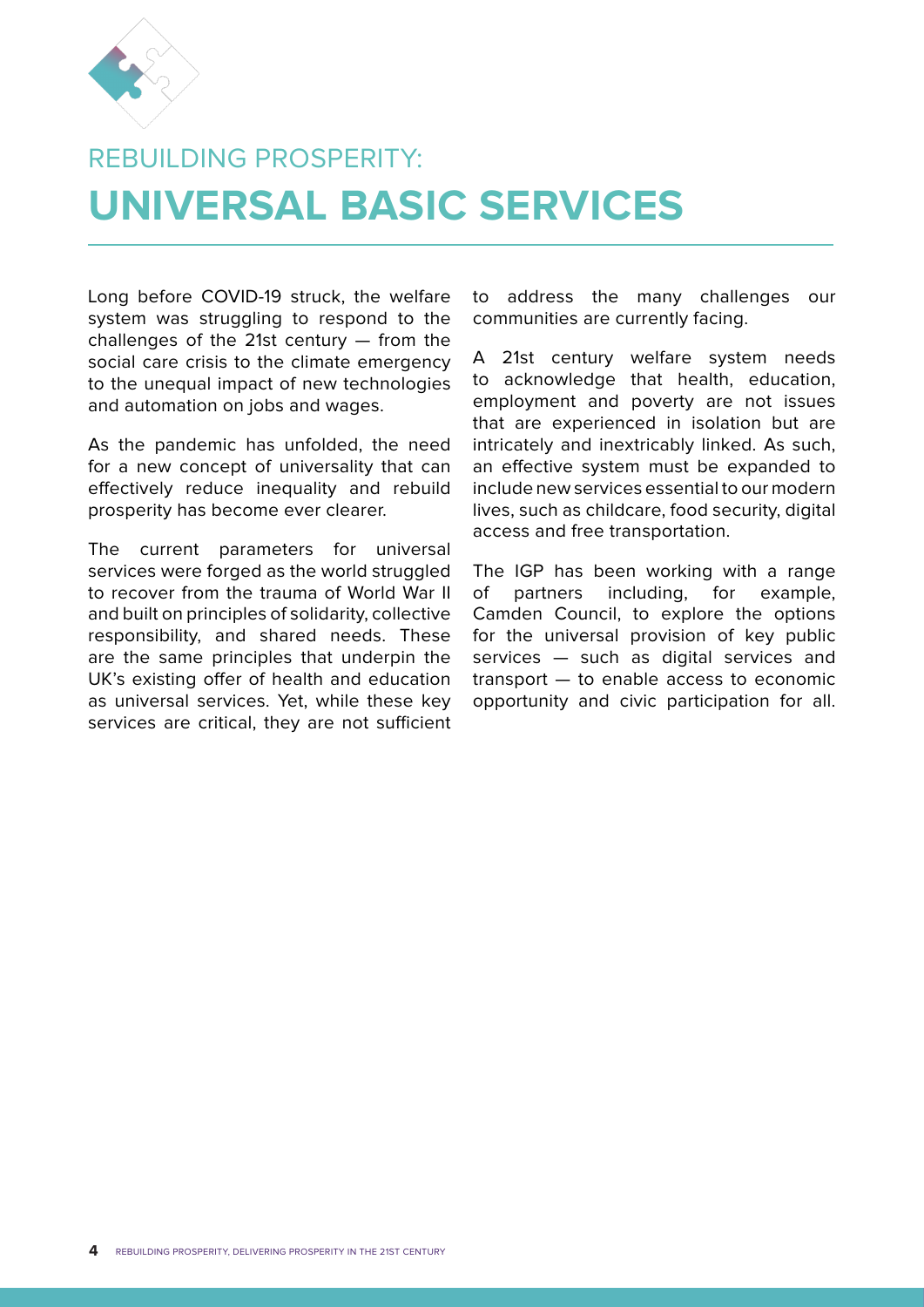# REBUILDING PROSPERITY:
# UNIVERSAL BASIC SERVICES

Long before COVID-19 struck, the welfare system was struggling to respond to the challenges of the 21st century — from the social care crisis to the climate emergency to the unequal impact of new technologies and automation on jobs and wages.

As the pandemic has unfolded, the need for a new concept of universality that can effectively reduce inequality and rebuild prosperity has become ever clearer.

The current parameters for universal services were forged as the world struggled to recover from the trauma of World War II and built on principles of solidarity, collective responsibility, and shared needs. These are the same principles that underpin the UK's existing offer of health and education as universal services. Yet, while these key services are critical, they are not sufficient to address the many challenges our communities are currently facing.

A 21st century welfare system needs to acknowledge that health, education, employment and poverty are not issues that are experienced in isolation but are intricately and inextricably linked. As such, an effective system must be expanded to include new services essential to our modern lives, such as childcare, food security, digital access and free transportation.

The IGP has been working with a range of partners including, for example, Camden Council, to explore the options for the universal provision of key public services — such as digital services and transport — to enable access to economic opportunity and civic participation for all.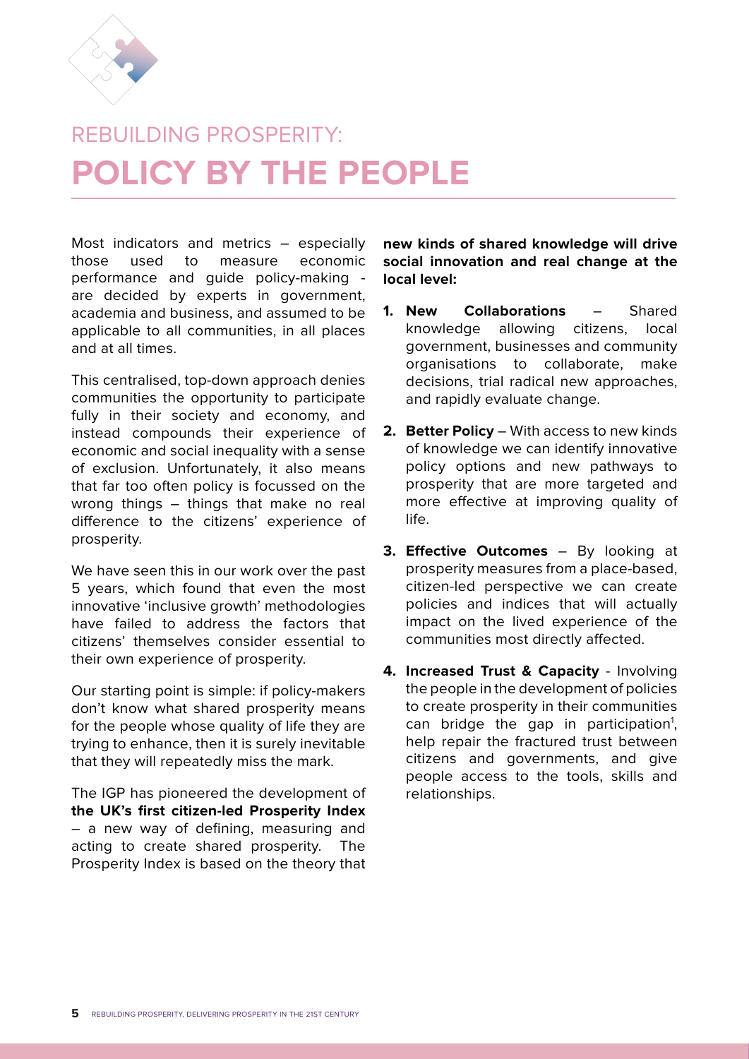# REBUILDING PROSPERITY:
# POLICY BY THE PEOPLE

Most indicators and metrics – especially those used to measure economic performance and guide policy-making - are decided by experts in government, academia and business, and assumed to be applicable to all communities, in all places and at all times.

This centralised, top-down approach denies communities the opportunity to participate fully in their society and economy, and instead compounds their experience of economic and social inequality with a sense of exclusion. Unfortunately, it also means that far too often policy is focussed on the wrong things – things that make no real difference to the citizens' experience of prosperity.

We have seen this in our work over the past 5 years, which found that even the most innovative 'inclusive growth' methodologies have failed to address the factors that citizens' themselves consider essential to their own experience of prosperity.

Our starting point is simple: if policy-makers don't know what shared prosperity means for the people whose quality of life they are trying to enhance, then it is surely inevitable that they will repeatedly miss the mark.

The IGP has pioneered the development of **the UK's first citizen-led Prosperity Index** – a new way of defining, measuring and acting to create shared prosperity. The Prosperity Index is based on the theory that **new kinds of shared knowledge will drive social innovation and real change at the local level:**

1. **New Collaborations** – Shared knowledge allowing citizens, local government, businesses and community organisations to collaborate, make decisions, trial radical new approaches, and rapidly evaluate change.
2. **Better Policy** – With access to new kinds of knowledge we can identify innovative policy options and new pathways to prosperity that are more targeted and more effective at improving quality of life.
3. **Effective Outcomes** – By looking at prosperity measures from a place-based, citizen-led perspective we can create policies and indices that will actually impact on the lived experience of the communities most directly affected.
4. **Increased Trust & Capacity** - Involving the people in the development of policies to create prosperity in their communities can bridge the gap in participation[1], help repair the fractured trust between citizens and governments, and give people access to the tools, skills and relationships.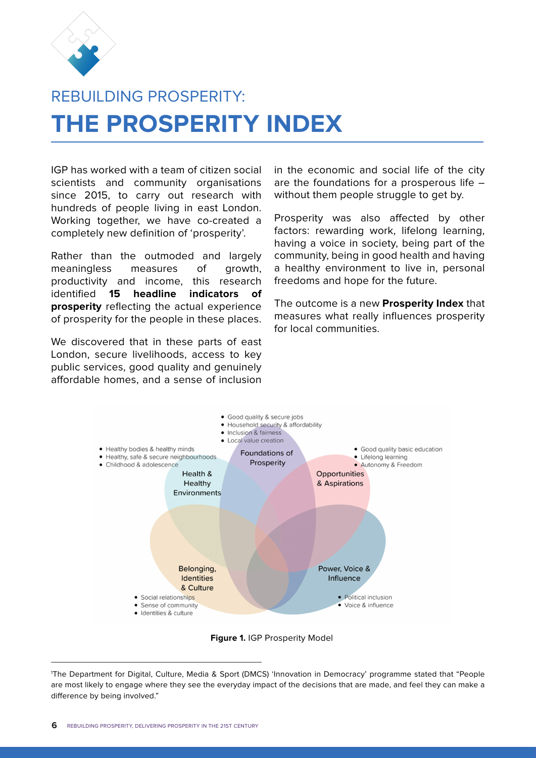# REBUILDING PROSPERITY:

# THE PROSPERITY INDEX

IGP has worked with a team of citizen social scientists and community organisations since 2015, to carry out research with hundreds of people living in east London. Working together, we have co-created a completely new definition of 'prosperity'.

Rather than the outmoded and largely meaningless measures of growth, productivity and income, this research identified **15 headline indicators of prosperity** reflecting the actual experience of prosperity for the people in these places.

We discovered that in these parts of east London, secure livelihoods, access to key public services, good quality and genuinely affordable homes, and a sense of inclusion in the economic and social life of the city are the foundations for a prosperous life – without them people struggle to get by.

Prosperity was also affected by other factors: rewarding work, lifelong learning, having a voice in society, being part of the community, being in good health and having a healthy environment to live in, personal freedoms and hope for the future.

The outcome is a new **Prosperity Index** that measures what really influences prosperity for local communities.

**Foundations of Prosperity**
- Good quality & secure jobs
- Household security & affordability
- Inclusion & fairness
- Local value creation

**Health & Healthy Environments**
- Healthy bodies & healthy minds
- Healthy, safe & secure neighbourhoods
- Childhood & adolescence

**Opportunities & Aspirations**
- Good quality basic education
- Lifelong learning
- Autonomy & Freedom

**Belonging, Identities & Culture**
- Social relationships
- Sense of community
- Identities & culture

**Power, Voice & Influence**
- Political inclusion
- Voice & influence

**Figure 1.** IGP Prosperity Model

---

[1]The Department for Digital, Culture, Media & Sport (DMCS) 'Innovation in Democracy' programme stated that "People are most likely to engage where they see the everyday impact of the decisions that are made, and feel they can make a difference by being involved."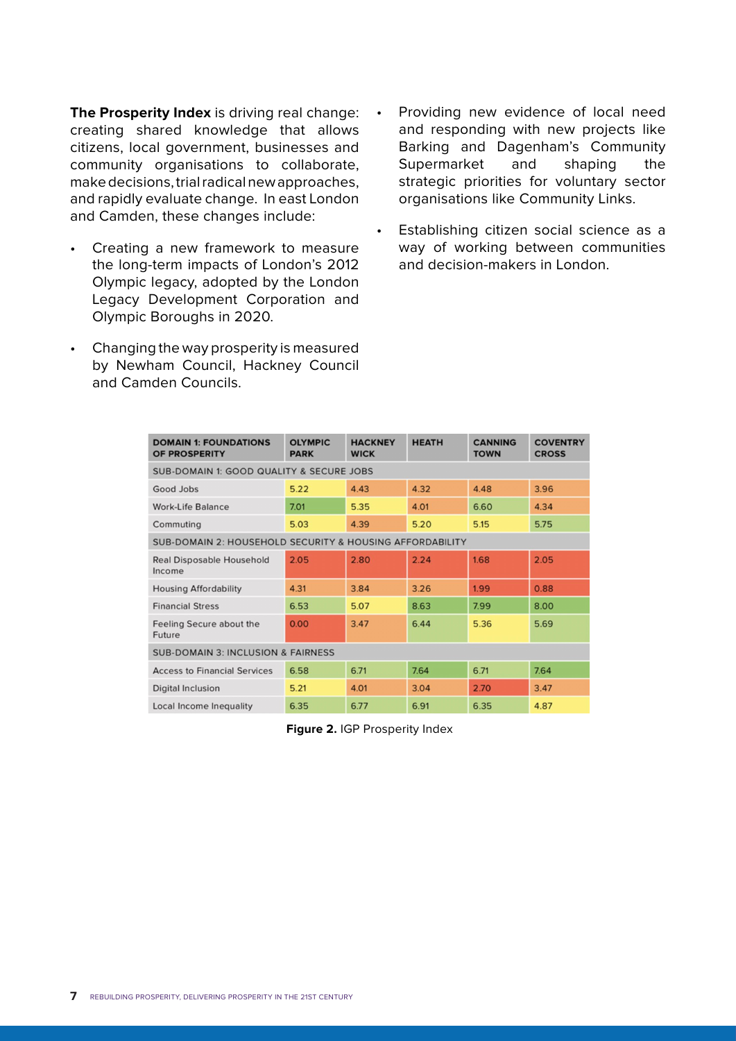**The Prosperity Index** is driving real change: creating shared knowledge that allows citizens, local government, businesses and community organisations to collaborate, make decisions, trial radical new approaches, and rapidly evaluate change. In east London and Camden, these changes include:

- Creating a new framework to measure the long-term impacts of London's 2012 Olympic legacy, adopted by the London Legacy Development Corporation and Olympic Boroughs in 2020.
- Changing the way prosperity is measured by Newham Council, Hackney Council and Camden Councils.
- Providing new evidence of local need and responding with new projects like Barking and Dagenham's Community Supermarket and shaping the strategic priorities for voluntary sector organisations like Community Links.
- Establishing citizen social science as a way of working between communities and decision-makers in London.

| DOMAIN 1: FOUNDATIONS OF PROSPERITY | OLYMPIC PARK | HACKNEY WICK | HEATH | CANNING TOWN | COVENTRY CROSS |
|---|---|---|---|---|---|
| SUB-DOMAIN 1: GOOD QUALITY & SECURE JOBS | | | | | |
| Good Jobs | 5.22 | 4.43 | 4.32 | 4.48 | 3.96 |
| Work-Life Balance | 7.01 | 5.35 | 4.01 | 6.60 | 4.34 |
| Commuting | 5.03 | 4.39 | 5.20 | 5.15 | 5.75 |
| SUB-DOMAIN 2: HOUSEHOLD SECURITY & HOUSING AFFORDABILITY | | | | | |
| Real Disposable Household Income | 2.05 | 2.80 | 2.24 | 1.68 | 2.05 |
| Housing Affordability | 4.31 | 3.84 | 3.26 | 1.99 | 0.88 |
| Financial Stress | 6.53 | 5.07 | 8.63 | 7.99 | 8.00 |
| Feeling Secure about the Future | 0.00 | 3.47 | 6.44 | 5.36 | 5.69 |
| SUB-DOMAIN 3: INCLUSION & FAIRNESS | | | | | |
| Access to Financial Services | 6.58 | 6.71 | 7.64 | 6.71 | 7.64 |
| Digital Inclusion | 5.21 | 4.01 | 3.04 | 2.70 | 3.47 |
| Local Income Inequality | 6.35 | 6.77 | 6.91 | 6.35 | 4.87 |

**Figure 2.** IGP Prosperity Index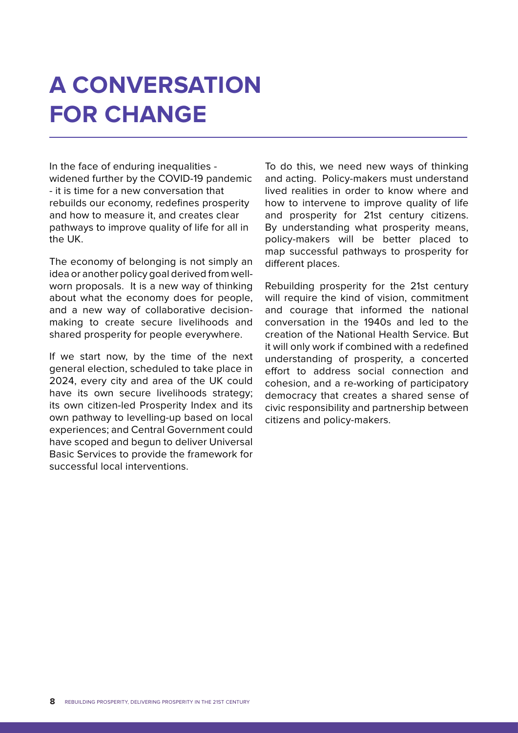# A CONVERSATION FOR CHANGE

In the face of enduring inequalities - widened further by the COVID-19 pandemic - it is time for a new conversation that rebuilds our economy, redefines prosperity and how to measure it, and creates clear pathways to improve quality of life for all in the UK.

The economy of belonging is not simply an idea or another policy goal derived from well-worn proposals. It is a new way of thinking about what the economy does for people, and a new way of collaborative decision-making to create secure livelihoods and shared prosperity for people everywhere.

If we start now, by the time of the next general election, scheduled to take place in 2024, every city and area of the UK could have its own secure livelihoods strategy; its own citizen-led Prosperity Index and its own pathway to levelling-up based on local experiences; and Central Government could have scoped and begun to deliver Universal Basic Services to provide the framework for successful local interventions.

To do this, we need new ways of thinking and acting. Policy-makers must understand lived realities in order to know where and how to intervene to improve quality of life and prosperity for 21st century citizens. By understanding what prosperity means, policy-makers will be better placed to map successful pathways to prosperity for different places.

Rebuilding prosperity for the 21st century will require the kind of vision, commitment and courage that informed the national conversation in the 1940s and led to the creation of the National Health Service. But it will only work if combined with a redefined understanding of prosperity, a concerted effort to address social connection and cohesion, and a re-working of participatory democracy that creates a shared sense of civic responsibility and partnership between citizens and policy-makers.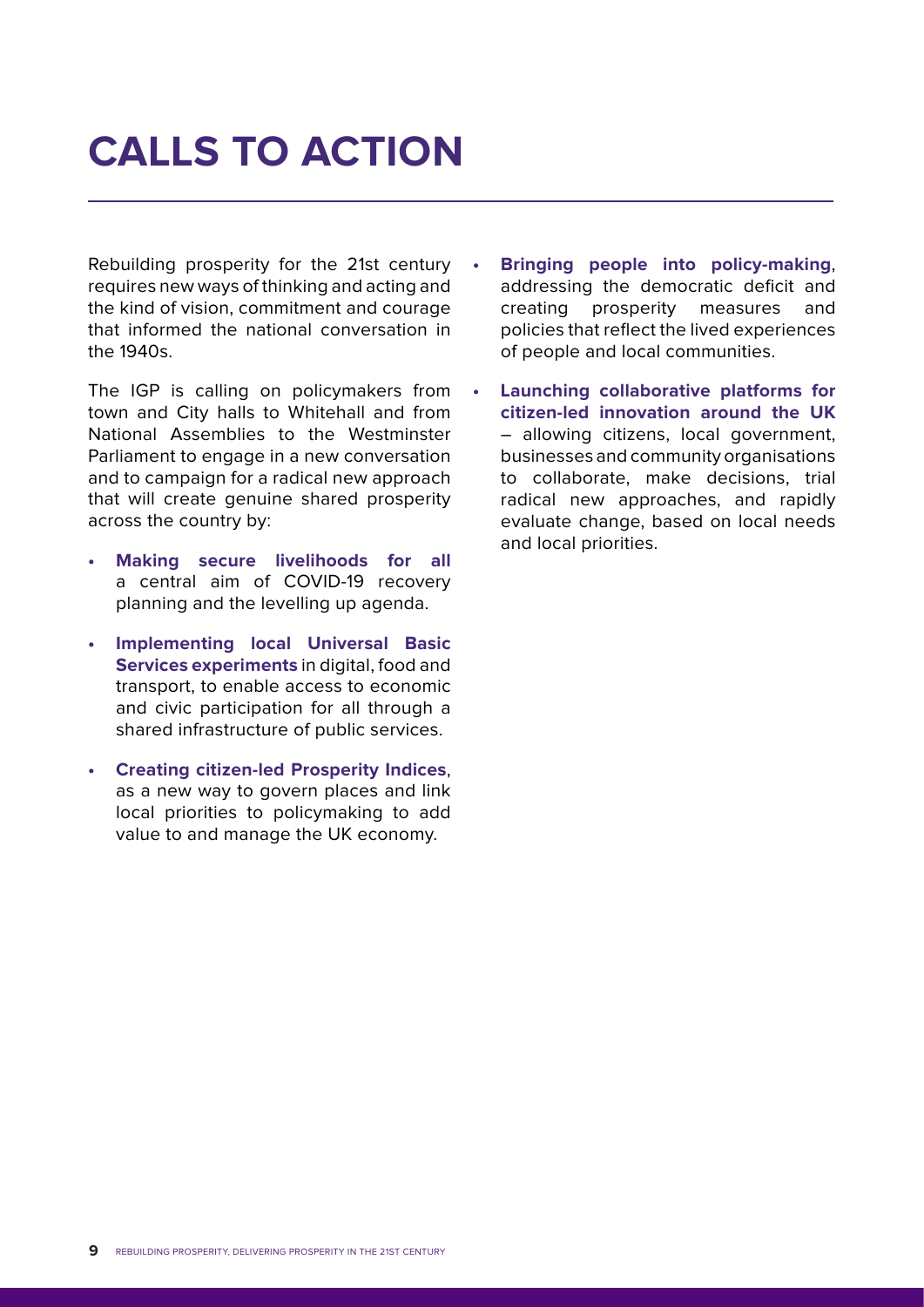# CALLS TO ACTION

Rebuilding prosperity for the 21st century requires new ways of thinking and acting and the kind of vision, commitment and courage that informed the national conversation in the 1940s.

The IGP is calling on policymakers from town and City halls to Whitehall and from National Assemblies to the Westminster Parliament to engage in a new conversation and to campaign for a radical new approach that will create genuine shared prosperity across the country by:

- **Making secure livelihoods for all** a central aim of COVID-19 recovery planning and the levelling up agenda.
- **Implementing local Universal Basic Services experiments** in digital, food and transport, to enable access to economic and civic participation for all through a shared infrastructure of public services.
- **Creating citizen-led Prosperity Indices**, as a new way to govern places and link local priorities to policymaking to add value to and manage the UK economy.
- **Bringing people into policy-making**, addressing the democratic deficit and creating prosperity measures and policies that reflect the lived experiences of people and local communities.
- **Launching collaborative platforms for citizen-led innovation around the UK** – allowing citizens, local government, businesses and community organisations to collaborate, make decisions, trial radical new approaches, and rapidly evaluate change, based on local needs and local priorities.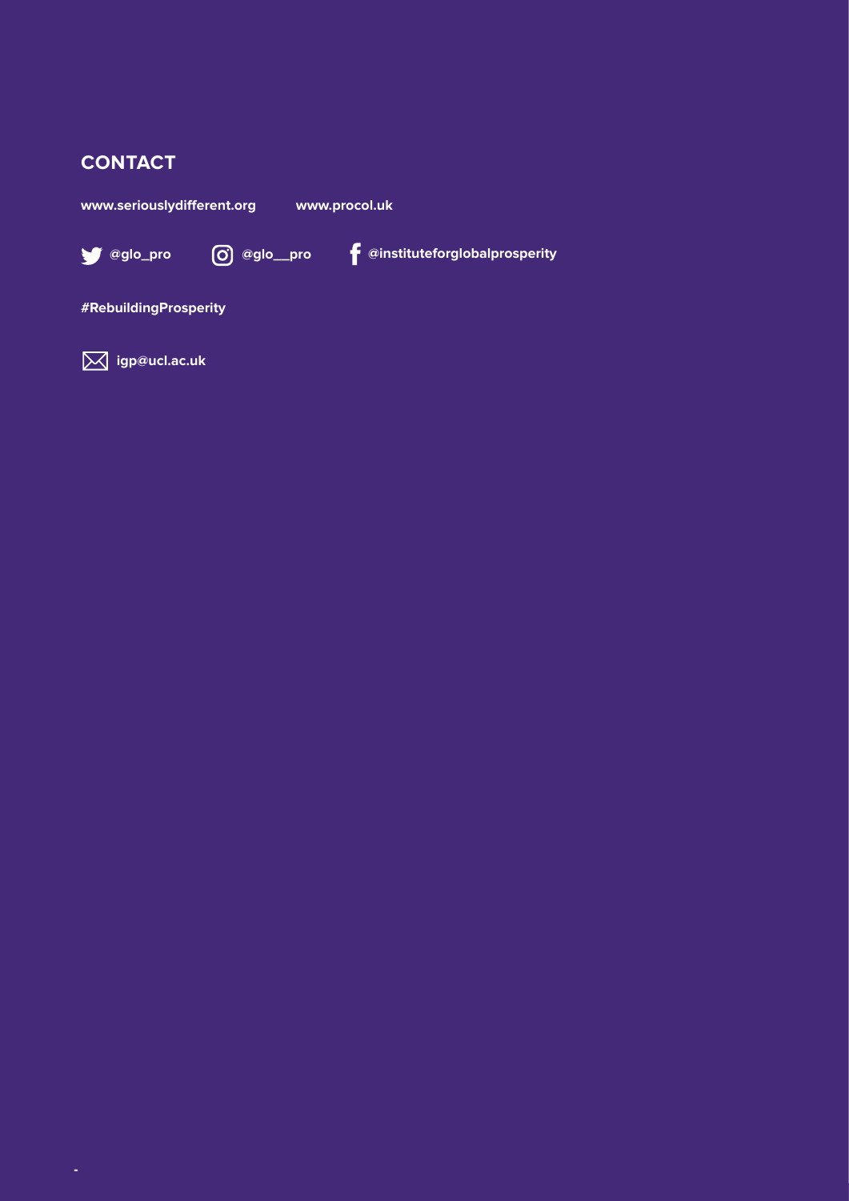## CONTACT

www.seriouslydifferent.org www.procol.uk

@glo_pro @glo__pro @instituteforglobalprosperity

#RebuildingProsperity

igp@ucl.ac.uk